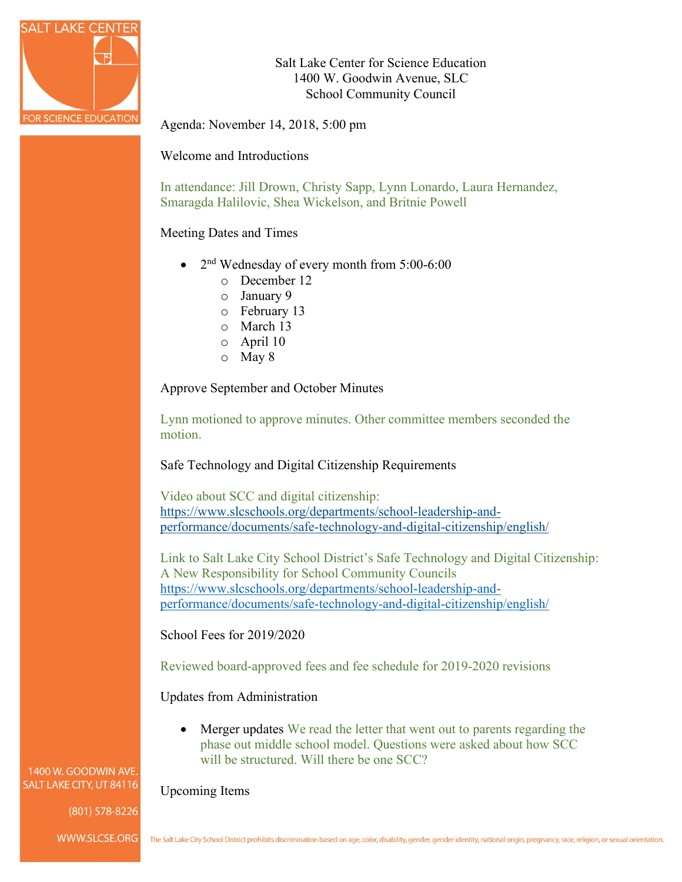Salt Lake Center for Science Education
1400 W. Goodwin Avenue, SLC
School Community Council

Agenda: November 14, 2018, 5:00 pm

Welcome and Introductions

In attendance: Jill Drown, Christy Sapp, Lynn Lonardo, Laura Hernandez, Smaragda Halilovic, Shea Wickelson, and Britnie Powell

Meeting Dates and Times

- 2nd Wednesday of every month from 5:00-6:00
  - December 12
  - January 9
  - February 13
  - March 13
  - April 10
  - May 8

Approve September and October Minutes

Lynn motioned to approve minutes. Other committee members seconded the motion.

Safe Technology and Digital Citizenship Requirements

Video about SCC and digital citizenship:
https://www.slcschools.org/departments/school-leadership-and-performance/documents/safe-technology-and-digital-citizenship/english/

Link to Salt Lake City School District's Safe Technology and Digital Citizenship: A New Responsibility for School Community Councils
https://www.slcschools.org/departments/school-leadership-and-performance/documents/safe-technology-and-digital-citizenship/english/

School Fees for 2019/2020

Reviewed board-approved fees and fee schedule for 2019-2020 revisions

Updates from Administration

- Merger updates We read the letter that went out to parents regarding the phase out middle school model. Questions were asked about how SCC will be structured. Will there be one SCC?

Upcoming Items

1400 W. GOODWIN AVE.
SALT LAKE CITY, UT 84116

(801) 578-8226

WWW.SLCSE.ORG

The Salt Lake City School District prohibits discrimination based on age, color, disability, gender, gender identity, national origin, pregnancy, race, religion, or sexual orientation.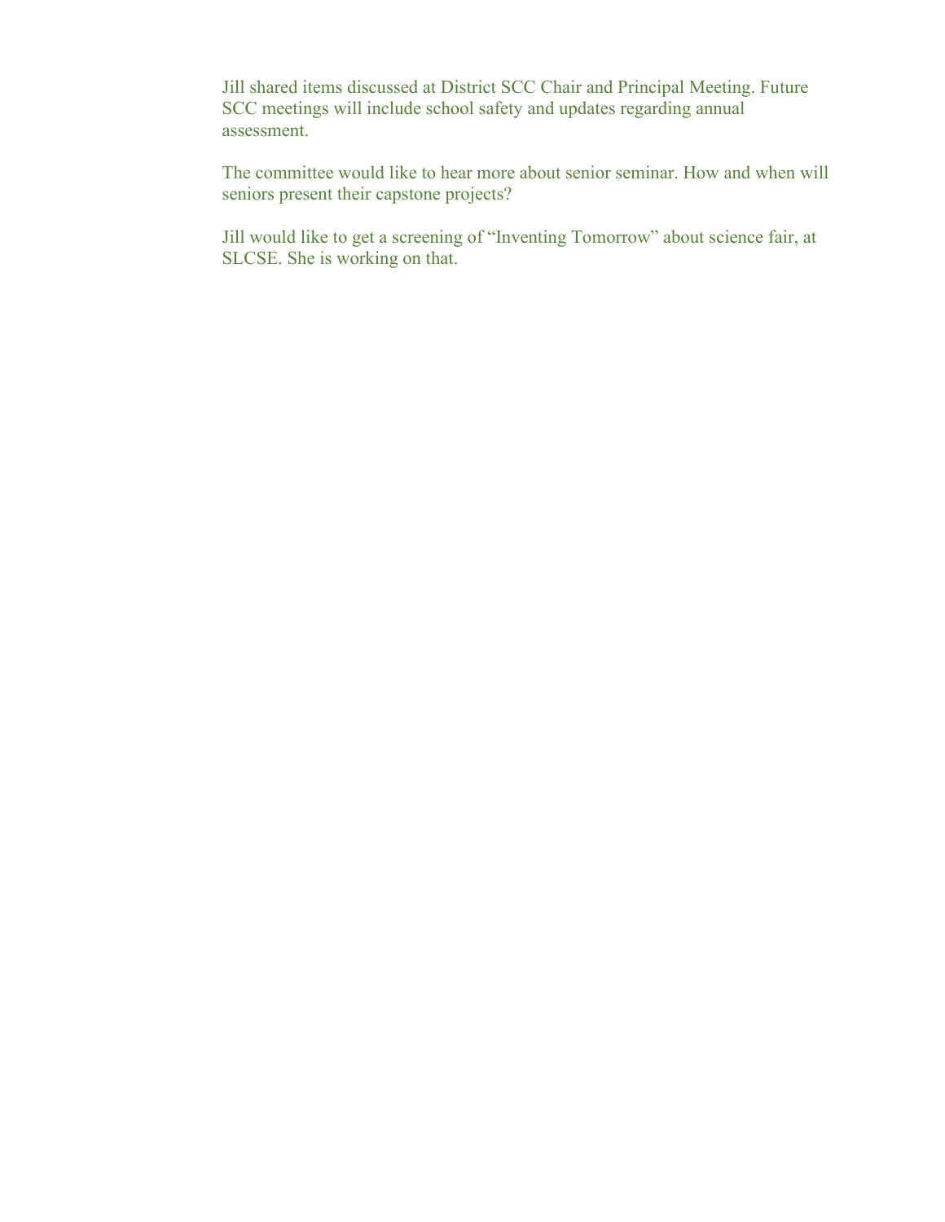Jill shared items discussed at District SCC Chair and Principal Meeting. Future SCC meetings will include school safety and updates regarding annual assessment.

The committee would like to hear more about senior seminar. How and when will seniors present their capstone projects?

Jill would like to get a screening of "Inventing Tomorrow" about science fair, at SLCSE. She is working on that.